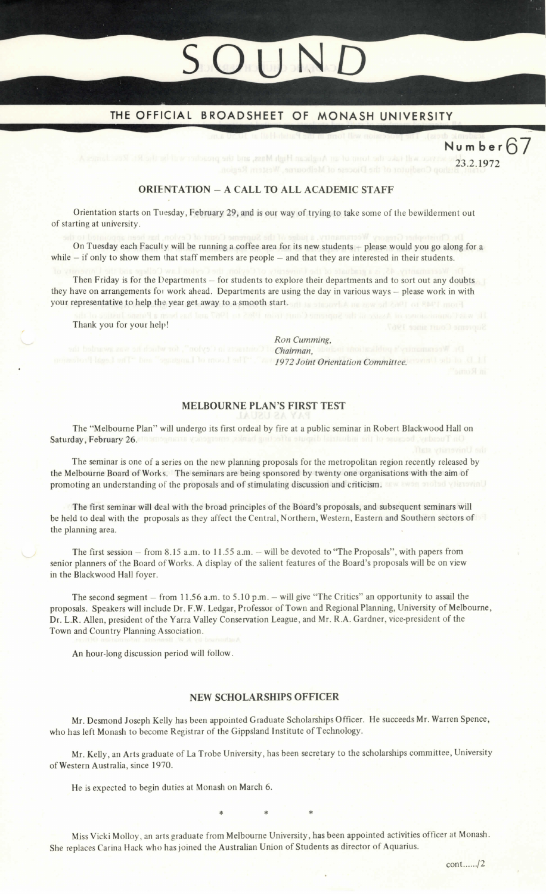# SOUND

## THE OFFICIAL BROADSHEET OF MONASH UNIVERSITY

**Number 67**
23.2.1972

### ORIENTATION – A CALL TO ALL ACADEMIC STAFF

Orientation starts on Tuesday, February 29, and is our way of trying to take some of the bewilderment out of starting at university.

On Tuesday each Faculty will be running a coffee area for its new students – please would you go along for a while – if only to show them that staff members are people – and that they are interested in their students.

Then Friday is for the Departments – for students to explore their departments and to sort out any doubts they have on arrangements for work ahead. Departments are using the day in various ways – please work in with your representative to help the year get away to a smooth start.

Thank you for your help!

*Ron Cumming,*
*Chairman,*
*1972 Joint Orientation Committee.*

### MELBOURNE PLAN'S FIRST TEST

The "Melbourne Plan" will undergo its first ordeal by fire at a public seminar in Robert Blackwood Hall on Saturday, February 26.

The seminar is one of a series on the new planning proposals for the metropolitan region recently released by the Melbourne Board of Works. The seminars are being sponsored by twenty one organisations with the aim of promoting an understanding of the proposals and of stimulating discussion and criticism.

The first seminar will deal with the broad principles of the Board's proposals, and subsequent seminars will be held to deal with the proposals as they affect the Central, Northern, Western, Eastern and Southern sectors of the planning area.

The first session – from 8.15 a.m. to 11.55 a.m. – will be devoted to "The Proposals", with papers from senior planners of the Board of Works. A display of the salient features of the Board's proposals will be on view in the Blackwood Hall foyer.

The second segment – from 11.56 a.m. to 5.10 p.m. – will give "The Critics" an opportunity to assail the proposals. Speakers will include Dr. F.W. Ledgar, Professor of Town and Regional Planning, University of Melbourne, Dr. L.R. Allen, president of the Yarra Valley Conservation League, and Mr. R.A. Gardner, vice-president of the Town and Country Planning Association.

An hour-long discussion period will follow.

### NEW SCHOLARSHIPS OFFICER

Mr. Desmond Joseph Kelly has been appointed Graduate Scholarships Officer. He succeeds Mr. Warren Spence, who has left Monash to become Registrar of the Gippsland Institute of Technology.

Mr. Kelly, an Arts graduate of La Trobe University, has been secretary to the scholarships committee, University of Western Australia, since 1970.

He is expected to begin duties at Monash on March 6.

\* \* \*

Miss Vicki Molloy, an arts graduate from Melbourne University, has been appointed activities officer at Monash. She replaces Carina Hack who has joined the Australian Union of Students as director of Aquarius.

cont....../2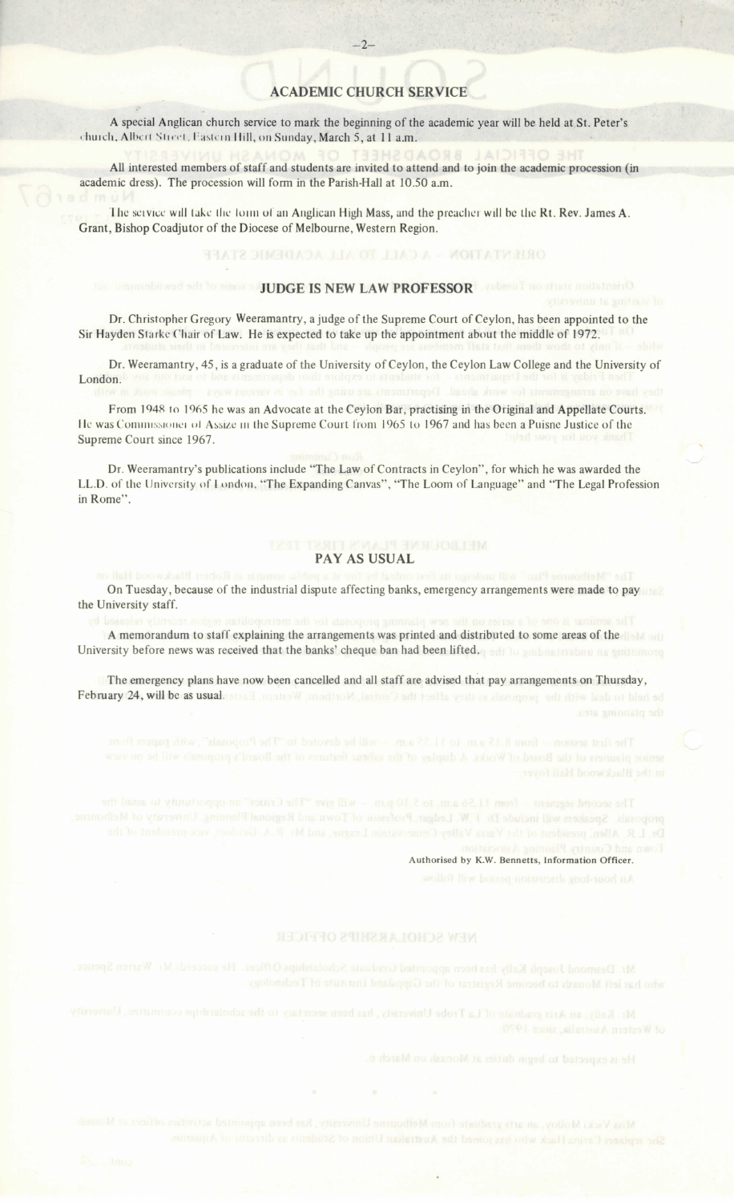## ACADEMIC CHURCH SERVICE

A special Anglican church service to mark the beginning of the academic year will be held at St. Peter's church, Albert Street, Eastern Hill, on Sunday, March 5, at 11 a.m.

All interested members of staff and students are invited to attend and to join the academic procession (in academic dress). The procession will form in the Parish-Hall at 10.50 a.m.

The service will take the form of an Anglican High Mass, and the preacher will be the Rt. Rev. James A. Grant, Bishop Coadjutor of the Diocese of Melbourne, Western Region.

## JUDGE IS NEW LAW PROFESSOR

Dr. Christopher Gregory Weeramantry, a judge of the Supreme Court of Ceylon, has been appointed to the Sir Hayden Starke Chair of Law. He is expected to take up the appointment about the middle of 1972.

Dr. Weeramantry, 45, is a graduate of the University of Ceylon, the Ceylon Law College and the University of London.

From 1948 to 1965 he was an Advocate at the Ceylon Bar, practising in the Original and Appellate Courts. He was Commissioner of Assize in the Supreme Court from 1965 to 1967 and has been a Puisne Justice of the Supreme Court since 1967.

Dr. Weeramantry's publications include "The Law of Contracts in Ceylon", for which he was awarded the LL.D. of the University of London, "The Expanding Canvas", "The Loom of Language" and "The Legal Profession in Rome".

## PAY AS USUAL

On Tuesday, because of the industrial dispute affecting banks, emergency arrangements were made to pay the University staff.

A memorandum to staff explaining the arrangements was printed and distributed to some areas of the University before news was received that the banks' cheque ban had been lifted.

The emergency plans have now been cancelled and all staff are advised that pay arrangements on Thursday, February 24, will be as usual.

Authorised by K.W. Bennetts, Information Officer.